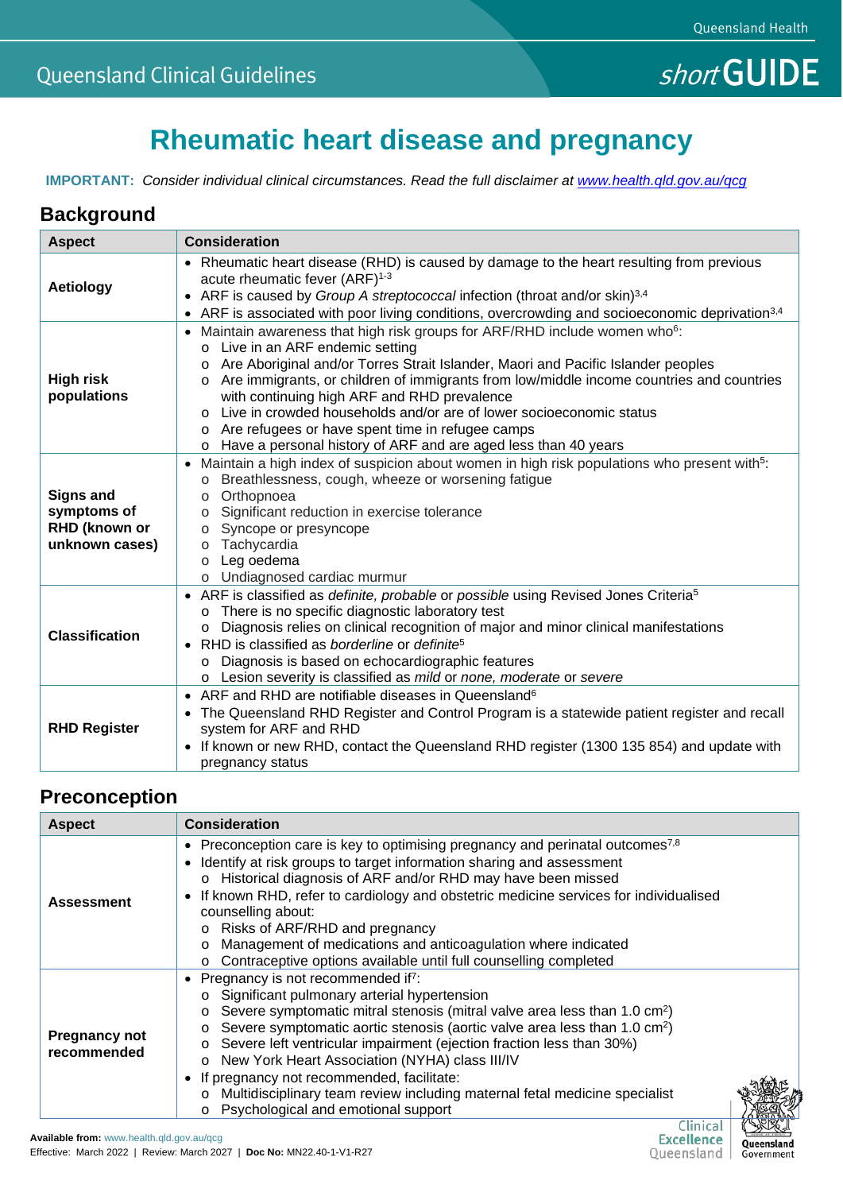Queensland Clinical Guidelines

*short* **GUIDE**

# Rheumatic heart disease and pregnancy

**IMPORTANT:** *Consider individual clinical circumstances. Read the full disclaimer at www.health.qld.gov.au/qcg*

## Background

| Aspect | Consideration |
|---|---|
| **Aetiology** | • Rheumatic heart disease (RHD) is caused by damage to the heart resulting from previous acute rheumatic fever (ARF)[1-3]<br>• ARF is caused by *Group A streptococcal* infection (throat and/or skin)[3,4]<br>• ARF is associated with poor living conditions, overcrowding and socioeconomic deprivation[3,4] |
| **High risk populations** | • Maintain awareness that high risk groups for ARF/RHD include women who[6]:<br>o Live in an ARF endemic setting<br>o Are Aboriginal and/or Torres Strait Islander, Maori and Pacific Islander peoples<br>o Are immigrants, or children of immigrants from low/middle income countries and countries with continuing high ARF and RHD prevalence<br>o Live in crowded households and/or are of lower socioeconomic status<br>o Are refugees or have spent time in refugee camps<br>o Have a personal history of ARF and are aged less than 40 years |
| **Signs and symptoms of RHD (known or unknown cases)** | • Maintain a high index of suspicion about women in high risk populations who present with[5]:<br>o Breathlessness, cough, wheeze or worsening fatigue<br>o Orthopnoea<br>o Significant reduction in exercise tolerance<br>o Syncope or presyncope<br>o Tachycardia<br>o Leg oedema<br>o Undiagnosed cardiac murmur |
| **Classification** | • ARF is classified as *definite, probable* or *possible* using Revised Jones Criteria[5]<br>o There is no specific diagnostic laboratory test<br>o Diagnosis relies on clinical recognition of major and minor clinical manifestations<br>• RHD is classified as *borderline* or *definite*[5]<br>o Diagnosis is based on echocardiographic features<br>o Lesion severity is classified as *mild* or *none, moderate* or *severe* |
| **RHD Register** | • ARF and RHD are notifiable diseases in Queensland[6]<br>• The Queensland RHD Register and Control Program is a statewide patient register and recall system for ARF and RHD<br>• If known or new RHD, contact the Queensland RHD register (1300 135 854) and update with pregnancy status |

## Preconception

| Aspect | Consideration |
|---|---|
| **Assessment** | • Preconception care is key to optimising pregnancy and perinatal outcomes[7,8]<br>• Identify at risk groups to target information sharing and assessment<br>o Historical diagnosis of ARF and/or RHD may have been missed<br>• If known RHD, refer to cardiology and obstetric medicine services for individualised counselling about:<br>o Risks of ARF/RHD and pregnancy<br>o Management of medications and anticoagulation where indicated<br>o Contraceptive options available until full counselling completed |
| **Pregnancy not recommended** | • Pregnancy is not recommended if[7]:<br>o Significant pulmonary arterial hypertension<br>o Severe symptomatic mitral stenosis (mitral valve area less than 1.0 $cm^2$)<br>o Severe symptomatic aortic stenosis (aortic valve area less than 1.0 $cm^2$)<br>o Severe left ventricular impairment (ejection fraction less than 30%)<br>o New York Heart Association (NYHA) class III/IV<br>• If pregnancy not recommended, facilitate:<br>o Multidisciplinary team review including maternal fetal medicine specialist<br>o Psychological and emotional support |

**Available from:** www.health.qld.gov.au/qcg
Effective: March 2022 | Review: March 2027 | **Doc No:** MN22.40-1-V1-R27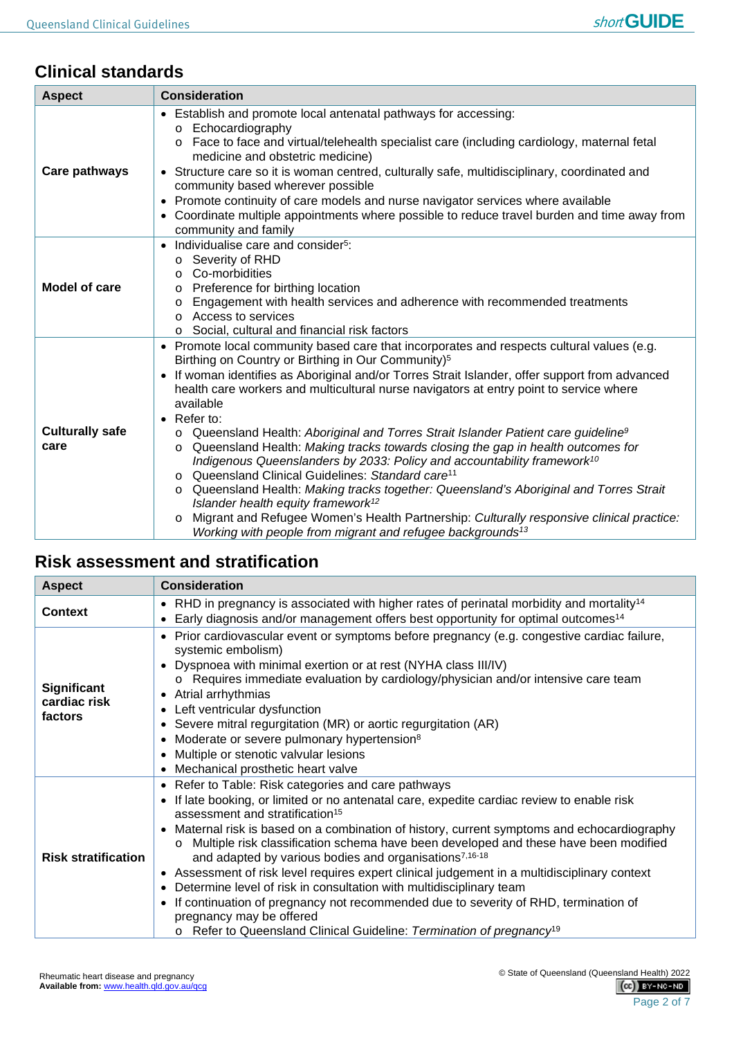## Clinical standards

| Aspect | Consideration |
|---|---|
| **Care pathways** | • Establish and promote local antenatal pathways for accessing:<br>  o Echocardiography<br>  o Face to face and virtual/telehealth specialist care (including cardiology, maternal fetal medicine and obstetric medicine)<br>• Structure care so it is woman centred, culturally safe, multidisciplinary, coordinated and community based wherever possible<br>• Promote continuity of care models and nurse navigator services where available<br>• Coordinate multiple appointments where possible to reduce travel burden and time away from community and family |
| **Model of care** | • Individualise care and consider[5]:<br>  o Severity of RHD<br>  o Co-morbidities<br>  o Preference for birthing location<br>  o Engagement with health services and adherence with recommended treatments<br>  o Access to services<br>  o Social, cultural and financial risk factors |
| **Culturally safe care** | • Promote local community based care that incorporates and respects cultural values (e.g. Birthing on Country or Birthing in Our Community)[5]<br>• If woman identifies as Aboriginal and/or Torres Strait Islander, offer support from advanced health care workers and multicultural nurse navigators at entry point to service where available<br>• Refer to:<br>  o Queensland Health: *Aboriginal and Torres Strait Islander Patient care guideline*[9]<br>  o Queensland Health: *Making tracks towards closing the gap in health outcomes for Indigenous Queenslanders by 2033: Policy and accountability framework*[10]<br>  o Queensland Clinical Guidelines: *Standard care*[11]<br>  o Queensland Health: *Making tracks together: Queensland's Aboriginal and Torres Strait Islander health equity framework*[12]<br>  o Migrant and Refugee Women's Health Partnership: *Culturally responsive clinical practice: Working with people from migrant and refugee backgrounds*[13] |

## Risk assessment and stratification

| Aspect | Consideration |
|---|---|
| **Context** | • RHD in pregnancy is associated with higher rates of perinatal morbidity and mortality[14]<br>• Early diagnosis and/or management offers best opportunity for optimal outcomes[14] |
| **Significant cardiac risk factors** | • Prior cardiovascular event or symptoms before pregnancy (e.g. congestive cardiac failure, systemic embolism)<br>• Dyspnoea with minimal exertion or at rest (NYHA class III/IV)<br>  o Requires immediate evaluation by cardiology/physician and/or intensive care team<br>• Atrial arrhythmias<br>• Left ventricular dysfunction<br>• Severe mitral regurgitation (MR) or aortic regurgitation (AR)<br>• Moderate or severe pulmonary hypertension[8]<br>• Multiple or stenotic valvular lesions<br>• Mechanical prosthetic heart valve |
| **Risk stratification** | • Refer to Table: Risk categories and care pathways<br>• If late booking, or limited or no antenatal care, expedite cardiac review to enable risk assessment and stratification[15]<br>• Maternal risk is based on a combination of history, current symptoms and echocardiography<br>  o Multiple risk classification schema have been developed and these have been modified and adapted by various bodies and organisations[7,16-18]<br>• Assessment of risk level requires expert clinical judgement in a multidisciplinary context<br>• Determine level of risk in consultation with multidisciplinary team<br>• If continuation of pregnancy not recommended due to severity of RHD, termination of pregnancy may be offered<br>  o Refer to Queensland Clinical Guideline: *Termination of pregnancy*[19] |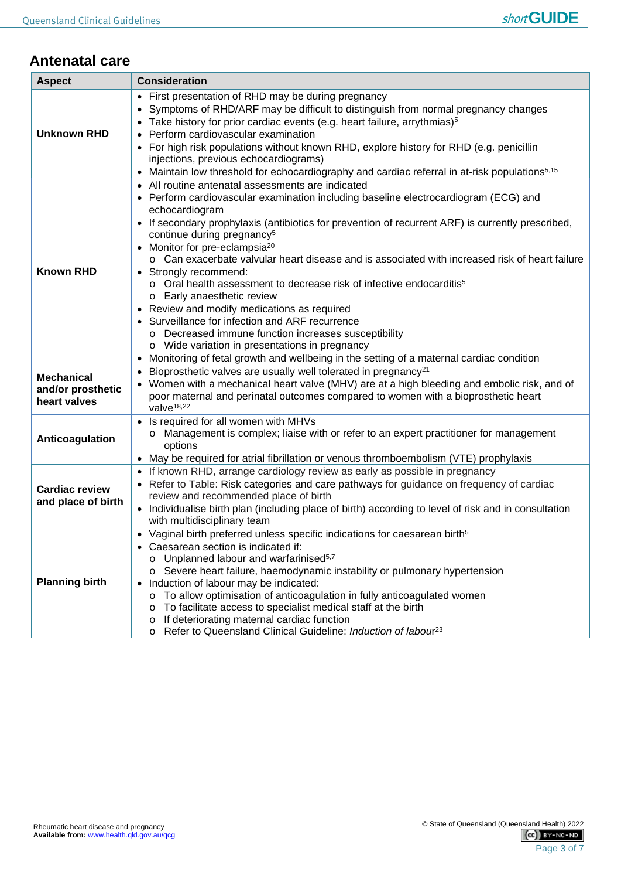## Antenatal care

| Aspect | Consideration |
|---|---|
| **Unknown RHD** | • First presentation of RHD may be during pregnancy<br>• Symptoms of RHD/ARF may be difficult to distinguish from normal pregnancy changes<br>• Take history for prior cardiac events (e.g. heart failure, arrythmias)[5]<br>• Perform cardiovascular examination<br>• For high risk populations without known RHD, explore history for RHD (e.g. penicillin injections, previous echocardiograms)<br>• Maintain low threshold for echocardiography and cardiac referral in at-risk populations[5,15] |
| **Known RHD** | • All routine antenatal assessments are indicated<br>• Perform cardiovascular examination including baseline electrocardiogram (ECG) and echocardiogram<br>• If secondary prophylaxis (antibiotics for prevention of recurrent ARF) is currently prescribed, continue during pregnancy[5]<br>• Monitor for pre-eclampsia[20]<br>&nbsp;&nbsp;o Can exacerbate valvular heart disease and is associated with increased risk of heart failure<br>• Strongly recommend:<br>&nbsp;&nbsp;o Oral health assessment to decrease risk of infective endocarditis[5]<br>&nbsp;&nbsp;o Early anaesthetic review<br>• Review and modify medications as required<br>• Surveillance for infection and ARF recurrence<br>&nbsp;&nbsp;o Decreased immune function increases susceptibility<br>&nbsp;&nbsp;o Wide variation in presentations in pregnancy<br>• Monitoring of fetal growth and wellbeing in the setting of a maternal cardiac condition |
| **Mechanical and/or prosthetic heart valves** | • Bioprosthetic valves are usually well tolerated in pregnancy[21]<br>• Women with a mechanical heart valve (MHV) are at a high bleeding and embolic risk, and of poor maternal and perinatal outcomes compared to women with a bioprosthetic heart valve[18,22] |
| **Anticoagulation** | • Is required for all women with MHVs<br>&nbsp;&nbsp;o Management is complex; liaise with or refer to an expert practitioner for management options<br>• May be required for atrial fibrillation or venous thromboembolism (VTE) prophylaxis |
| **Cardiac review and place of birth** | • If known RHD, arrange cardiology review as early as possible in pregnancy<br>• Refer to Table: Risk categories and care pathways for guidance on frequency of cardiac review and recommended place of birth<br>• Individualise birth plan (including place of birth) according to level of risk and in consultation with multidisciplinary team |
| **Planning birth** | • Vaginal birth preferred unless specific indications for caesarean birth[5]<br>• Caesarean section is indicated if:<br>&nbsp;&nbsp;o Unplanned labour and warfarinised[5,7]<br>&nbsp;&nbsp;o Severe heart failure, haemodynamic instability or pulmonary hypertension<br>• Induction of labour may be indicated:<br>&nbsp;&nbsp;o To allow optimisation of anticoagulation in fully anticoagulated women<br>&nbsp;&nbsp;o To facilitate access to specialist medical staff at the birth<br>&nbsp;&nbsp;o If deteriorating maternal cardiac function<br>&nbsp;&nbsp;o Refer to Queensland Clinical Guideline: *Induction of labour*[23] |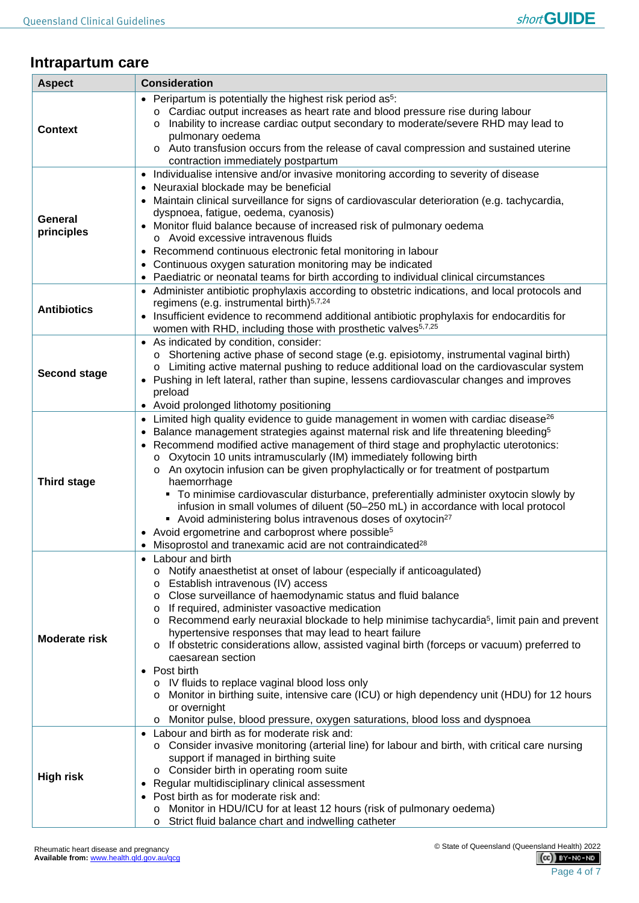## Intrapartum care

| Aspect | Consideration |
|---|---|
| **Context** | • Peripartum is potentially the highest risk period as[5]:<br>  o Cardiac output increases as heart rate and blood pressure rise during labour<br>  o Inability to increase cardiac output secondary to moderate/severe RHD may lead to pulmonary oedema<br>  o Auto transfusion occurs from the release of caval compression and sustained uterine contraction immediately postpartum |
| **General principles** | • Individualise intensive and/or invasive monitoring according to severity of disease<br>• Neuraxial blockade may be beneficial<br>• Maintain clinical surveillance for signs of cardiovascular deterioration (e.g. tachycardia, dyspnoea, fatigue, oedema, cyanosis)<br>• Monitor fluid balance because of increased risk of pulmonary oedema<br>  o Avoid excessive intravenous fluids<br>• Recommend continuous electronic fetal monitoring in labour<br>• Continuous oxygen saturation monitoring may be indicated<br>• Paediatric or neonatal teams for birth according to individual clinical circumstances |
| **Antibiotics** | • Administer antibiotic prophylaxis according to obstetric indications, and local protocols and regimens (e.g. instrumental birth)[5,7,24]<br>• Insufficient evidence to recommend additional antibiotic prophylaxis for endocarditis for women with RHD, including those with prosthetic valves[5,7,25] |
| **Second stage** | • As indicated by condition, consider:<br>  o Shortening active phase of second stage (e.g. episiotomy, instrumental vaginal birth)<br>  o Limiting active maternal pushing to reduce additional load on the cardiovascular system<br>• Pushing in left lateral, rather than supine, lessens cardiovascular changes and improves preload<br>• Avoid prolonged lithotomy positioning |
| **Third stage** | • Limited high quality evidence to guide management in women with cardiac disease[26]<br>• Balance management strategies against maternal risk and life threatening bleeding[5]<br>• Recommend modified active management of third stage and prophylactic uterotonics:<br>  o Oxytocin 10 units intramuscularly (IM) immediately following birth<br>  o An oxytocin infusion can be given prophylactically or for treatment of postpartum haemorrhage<br>    ▪ To minimise cardiovascular disturbance, preferentially administer oxytocin slowly by infusion in small volumes of diluent (50–250 mL) in accordance with local protocol<br>    ▪ Avoid administering bolus intravenous doses of oxytocin[27]<br>• Avoid ergometrine and carboprost where possible[5]<br>• Misoprostol and tranexamic acid are not contraindicated[28] |
| **Moderate risk** | • Labour and birth<br>  o Notify anaesthetist at onset of labour (especially if anticoagulated)<br>  o Establish intravenous (IV) access<br>  o Close surveillance of haemodynamic status and fluid balance<br>  o If required, administer vasoactive medication<br>  o Recommend early neuraxial blockade to help minimise tachycardia[5], limit pain and prevent hypertensive responses that may lead to heart failure<br>  o If obstetric considerations allow, assisted vaginal birth (forceps or vacuum) preferred to caesarean section<br>• Post birth<br>  o IV fluids to replace vaginal blood loss only<br>  o Monitor in birthing suite, intensive care (ICU) or high dependency unit (HDU) for 12 hours or overnight<br>  o Monitor pulse, blood pressure, oxygen saturations, blood loss and dyspnoea |
| **High risk** | • Labour and birth as for moderate risk and:<br>  o Consider invasive monitoring (arterial line) for labour and birth, with critical care nursing support if managed in birthing suite<br>  o Consider birth in operating room suite<br>• Regular multidisciplinary clinical assessment<br>• Post birth as for moderate risk and:<br>  o Monitor in HDU/ICU for at least 12 hours (risk of pulmonary oedema)<br>  o Strict fluid balance chart and indwelling catheter |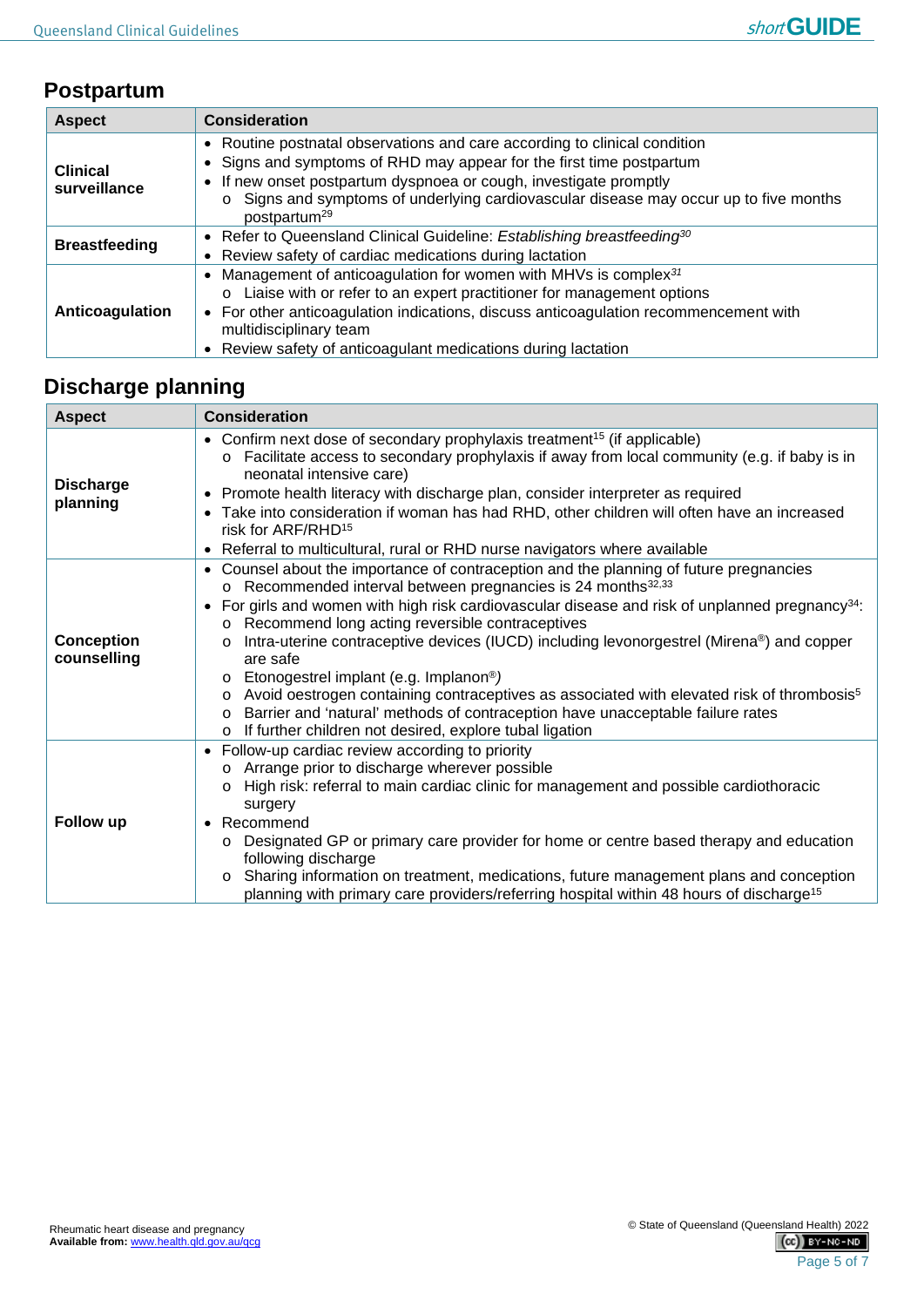## Postpartum

| Aspect | Consideration |
|---|---|
| **Clinical surveillance** | • Routine postnatal observations and care according to clinical condition<br>• Signs and symptoms of RHD may appear for the first time postpartum<br>• If new onset postpartum dyspnoea or cough, investigate promptly<br>  o Signs and symptoms of underlying cardiovascular disease may occur up to five months postpartum[29] |
| **Breastfeeding** | • Refer to Queensland Clinical Guideline: *Establishing breastfeeding*[30]<br>• Review safety of cardiac medications during lactation |
| **Anticoagulation** | • Management of anticoagulation for women with MHVs is complex[31]<br>  o Liaise with or refer to an expert practitioner for management options<br>• For other anticoagulation indications, discuss anticoagulation recommencement with multidisciplinary team<br>• Review safety of anticoagulant medications during lactation |

## Discharge planning

| Aspect | Consideration |
|---|---|
| **Discharge planning** | • Confirm next dose of secondary prophylaxis treatment[15] (if applicable)<br>  o Facilitate access to secondary prophylaxis if away from local community (e.g. if baby is in neonatal intensive care)<br>• Promote health literacy with discharge plan, consider interpreter as required<br>• Take into consideration if woman has had RHD, other children will often have an increased risk for ARF/RHD[15]<br>• Referral to multicultural, rural or RHD nurse navigators where available |
| **Conception counselling** | • Counsel about the importance of contraception and the planning of future pregnancies<br>  o Recommended interval between pregnancies is 24 months[32,33]<br>• For girls and women with high risk cardiovascular disease and risk of unplanned pregnancy[34]:<br>  o Recommend long acting reversible contraceptives<br>  o Intra-uterine contraceptive devices (IUCD) including levonorgestrel (Mirena®) and copper are safe<br>  o Etonogestrel implant (e.g. Implanon®)<br>  o Avoid oestrogen containing contraceptives as associated with elevated risk of thrombosis[5]<br>  o Barrier and 'natural' methods of contraception have unacceptable failure rates<br>  o If further children not desired, explore tubal ligation |
| **Follow up** | • Follow-up cardiac review according to priority<br>  o Arrange prior to discharge wherever possible<br>  o High risk: referral to main cardiac clinic for management and possible cardiothoracic surgery<br>• Recommend<br>  o Designated GP or primary care provider for home or centre based therapy and education following discharge<br>  o Sharing information on treatment, medications, future management plans and conception planning with primary care providers/referring hospital within 48 hours of discharge[15] |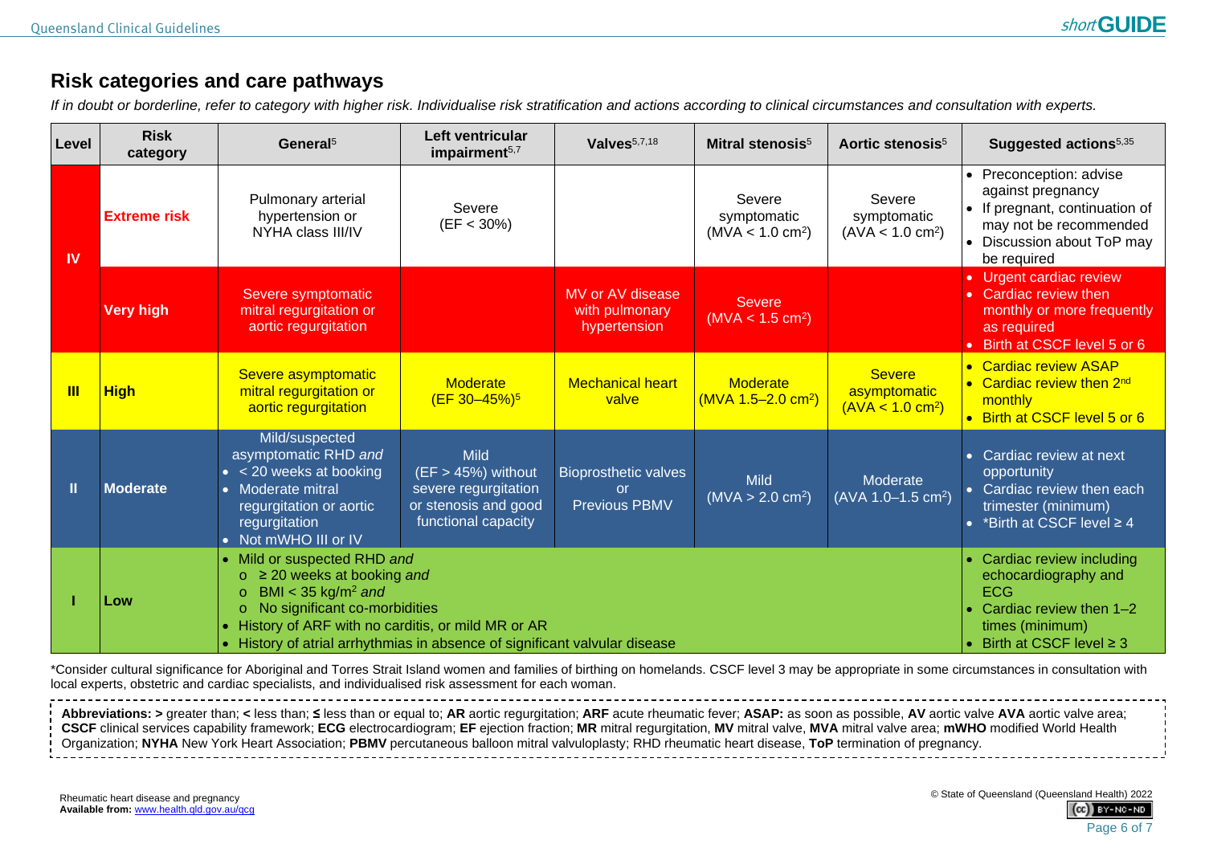## Risk categories and care pathways

*If in doubt or borderline, refer to category with higher risk. Individualise risk stratification and actions according to clinical circumstances and consultation with experts.*

| Level | Risk category | General[5] | Left ventricular impairment[5,7] | Valves[5,7,18] | Mitral stenosis[5] | Aortic stenosis[5] | Suggested actions[5,35] |
|---|---|---|---|---|---|---|---|
| IV | Extreme risk | Pulmonary arterial hypertension or NYHA class III/IV | Severe (EF < 30%) | | Severe symptomatic (MVA < 1.0 cm$^2$) | Severe symptomatic (AVA < 1.0 cm$^2$) | • Preconception: advise against pregnancy<br>• If pregnant, continuation of may not be recommended<br>• Discussion about ToP may be required |
| | Very high | Severe symptomatic mitral regurgitation or aortic regurgitation | | MV or AV disease with pulmonary hypertension | Severe (MVA < 1.5 cm$^2$) | | • Urgent cardiac review<br>• Cardiac review then monthly or more frequently as required<br>• Birth at CSCF level 5 or 6 |
| III | High | Severe asymptomatic mitral regurgitation or aortic regurgitation | Moderate (EF 30–45%)[5] | Mechanical heart valve | Moderate (MVA 1.5–2.0 cm$^2$) | Severe asymptomatic (AVA < 1.0 cm$^2$) | • Cardiac review ASAP<br>• Cardiac review then 2nd monthly<br>• Birth at CSCF level 5 or 6 |
| II | Moderate | Mild/suspected asymptomatic RHD *and*<br>• < 20 weeks at booking<br>• Moderate mitral regurgitation or aortic regurgitation<br>• Not mWHO III or IV | Mild (EF > 45%) without severe regurgitation or stenosis and good functional capacity | Bioprosthetic valves or Previous PBMV | Mild (MVA > 2.0 cm$^2$) | Moderate (AVA 1.0–1.5 cm$^2$) | • Cardiac review at next opportunity<br>• Cardiac review then each trimester (minimum)<br>• *Birth at CSCF level ≥ 4 |
| I | Low | • Mild or suspected RHD *and*<br>o ≥ 20 weeks at booking *and*<br>o BMI < 35 kg/m$^2$ *and*<br>o No significant co-morbidities<br>• History of ARF with no carditis, or mild MR or AR<br>• History of atrial arrhythmias in absence of significant valvular disease | | | | | • Cardiac review including echocardiography and ECG<br>• Cardiac review then 1–2 times (minimum)<br>• Birth at CSCF level ≥ 3 |

*Consider cultural significance for Aboriginal and Torres Strait Island women and families of birthing on homelands. CSCF level 3 may be appropriate in some circumstances in consultation with local experts, obstetric and cardiac specialists, and individualised risk assessment for each woman.

**Abbreviations: >** greater than; **<** less than; **≤** less than or equal to; **AR** aortic regurgitation; **ARF** acute rheumatic fever; **ASAP:** as soon as possible, **AV** aortic valve **AVA** aortic valve area; **CSCF** clinical services capability framework; **ECG** electrocardiogram; **EF** ejection fraction; **MR** mitral regurgitation, **MV** mitral valve, **MVA** mitral valve area; **mWHO** modified World Health Organization; **NYHA** New York Heart Association; **PBMV** percutaneous balloon mitral valvuloplasty; RHD rheumatic heart disease, **ToP** termination of pregnancy.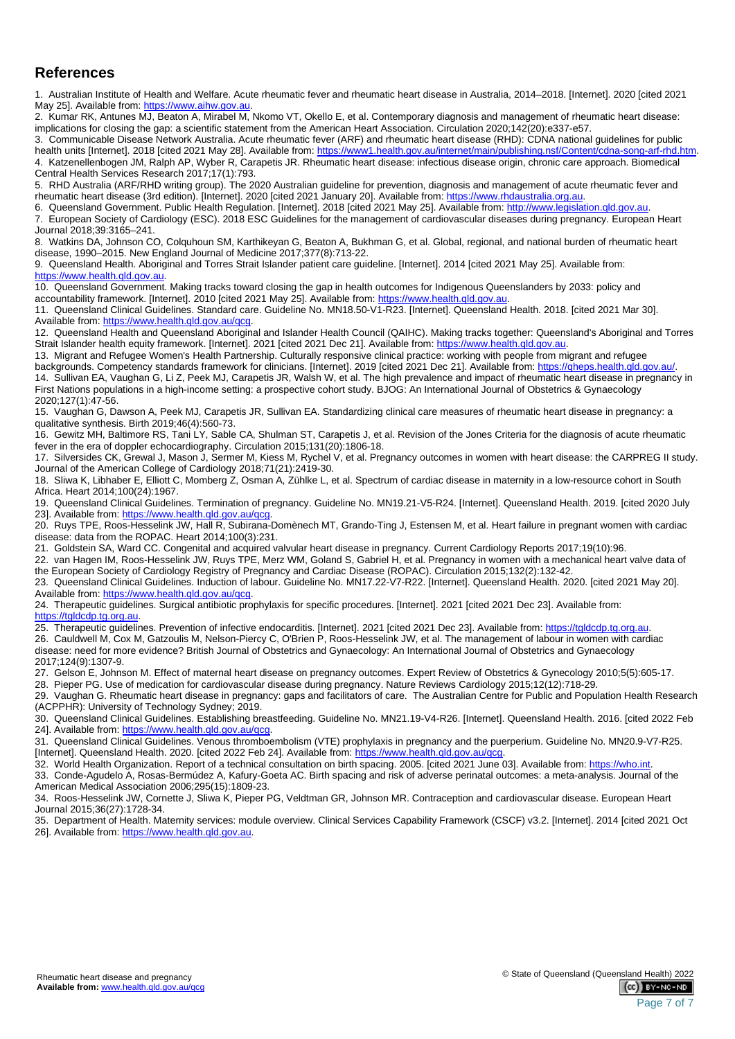## References

1. Australian Institute of Health and Welfare. Acute rheumatic fever and rheumatic heart disease in Australia, 2014–2018. [Internet]. 2020 [cited 2021 May 25]. Available from: https://www.aihw.gov.au.
2. Kumar RK, Antunes MJ, Beaton A, Mirabel M, Nkomo VT, Okello E, et al. Contemporary diagnosis and management of rheumatic heart disease: implications for closing the gap: a scientific statement from the American Heart Association. Circulation 2020;142(20):e337-e57.
3. Communicable Disease Network Australia. Acute rheumatic fever (ARF) and rheumatic heart disease (RHD): CDNA national guidelines for public health units [Internet]. 2018 [cited 2021 May 28]. Available from: https://www1.health.gov.au/internet/main/publishing.nsf/Content/cdna-song-arf-rhd.htm.
4. Katzenellenbogen JM, Ralph AP, Wyber R, Carapetis JR. Rheumatic heart disease: infectious disease origin, chronic care approach. Biomedical Central Health Services Research 2017;17(1):793.
5. RHD Australia (ARF/RHD writing group). The 2020 Australian guideline for prevention, diagnosis and management of acute rheumatic fever and rheumatic heart disease (3rd edition). [Internet]. 2020 [cited 2021 January 20]. Available from: https://www.rhdaustralia.org.au.
6. Queensland Government. Public Health Regulation. [Internet]. 2018 [cited 2021 May 25]. Available from: http://www.legislation.qld.gov.au.
7. European Society of Cardiology (ESC). 2018 ESC Guidelines for the management of cardiovascular diseases during pregnancy. European Heart Journal 2018;39:3165–241.
8. Watkins DA, Johnson CO, Colquhoun SM, Karthikeyan G, Beaton A, Bukhman G, et al. Global, regional, and national burden of rheumatic heart disease, 1990–2015. New England Journal of Medicine 2017;377(8):713-22.
9. Queensland Health. Aboriginal and Torres Strait Islander patient care guideline. [Internet]. 2014 [cited 2021 May 25]. Available from: https://www.health.qld.gov.au.
10. Queensland Government. Making tracks toward closing the gap in health outcomes for Indigenous Queenslanders by 2033: policy and accountability framework. [Internet]. 2010 [cited 2021 May 25]. Available from: https://www.health.qld.gov.au.
11. Queensland Clinical Guidelines. Standard care. Guideline No. MN18.50-V1-R23. [Internet]. Queensland Health. 2018. [cited 2021 Mar 30]. Available from: https://www.health.qld.gov.au/qcg.
12. Queensland Health and Queensland Aboriginal and Islander Health Council (QAIHC). Making tracks together: Queensland's Aboriginal and Torres Strait Islander health equity framework. [Internet]. 2021 [cited 2021 Dec 21]. Available from: https://www.health.qld.gov.au.
13. Migrant and Refugee Women's Health Partnership. Culturally responsive clinical practice: working with people from migrant and refugee backgrounds. Competency standards framework for clinicians. [Internet]. 2019 [cited 2021 Dec 21]. Available from: https://gheps.health.qld.gov.au/.
14. Sullivan EA, Vaughan G, Li Z, Peek MJ, Carapetis JR, Walsh W, et al. The high prevalence and impact of rheumatic heart disease in pregnancy in First Nations populations in a high-income setting: a prospective cohort study. BJOG: An International Journal of Obstetrics & Gynaecology 2020;127(1):47-56.
15. Vaughan G, Dawson A, Peek MJ, Carapetis JR, Sullivan EA. Standardizing clinical care measures of rheumatic heart disease in pregnancy: a qualitative synthesis. Birth 2019;46(4):560-73.
16. Gewitz MH, Baltimore RS, Tani LY, Sable CA, Shulman ST, Carapetis J, et al. Revision of the Jones Criteria for the diagnosis of acute rheumatic fever in the era of doppler echocardiography. Circulation 2015;131(20):1806-18.
17. Silversides CK, Grewal J, Mason J, Sermer M, Kiess M, Rychel V, et al. Pregnancy outcomes in women with heart disease: the CARPREG II study. Journal of the American College of Cardiology 2018;71(21):2419-30.
18. Sliwa K, Libhaber E, Elliott C, Momberg Z, Osman A, Zühlke L, et al. Spectrum of cardiac disease in maternity in a low-resource cohort in South Africa. Heart 2014;100(24):1967.
19. Queensland Clinical Guidelines. Termination of pregnancy. Guideline No. MN19.21-V5-R24. [Internet]. Queensland Health. 2019. [cited 2020 July 23]. Available from: https://www.health.qld.gov.au/qcg.
20. Ruys TPE, Roos-Hesselink JW, Hall R, Subirana-Domènech MT, Grando-Ting J, Estensen M, et al. Heart failure in pregnant women with cardiac disease: data from the ROPAC. Heart 2014;100(3):231.
21. Goldstein SA, Ward CC. Congenital and acquired valvular heart disease in pregnancy. Current Cardiology Reports 2017;19(10):96.
22. van Hagen IM, Roos-Hesselink JW, Ruys TPE, Merz WM, Goland S, Gabriel H, et al. Pregnancy in women with a mechanical heart valve data of the European Society of Cardiology Registry of Pregnancy and Cardiac Disease (ROPAC). Circulation 2015;132(2):132-42.
23. Queensland Clinical Guidelines. Induction of labour. Guideline No. MN17.22-V7-R22. [Internet]. Queensland Health. 2020. [cited 2021 May 20]. Available from: https://www.health.qld.gov.au/qcg.
24. Therapeutic guidelines. Surgical antibiotic prophylaxis for specific procedures. [Internet]. 2021 [cited 2021 Dec 23]. Available from: https://tgldcdp.tg.org.au.
25. Therapeutic guidelines. Prevention of infective endocarditis. [Internet]. 2021 [cited 2021 Dec 23]. Available from: https://tgldcdp.tg.org.au.
26. Cauldwell M, Cox M, Gatzoulis M, Nelson-Piercy C, O'Brien P, Roos-Hesselink JW, et al. The management of labour in women with cardiac disease: need for more evidence? British Journal of Obstetrics and Gynaecology: An International Journal of Obstetrics and Gynaecology 2017;124(9):1307-9.
27. Gelson E, Johnson M. Effect of maternal heart disease on pregnancy outcomes. Expert Review of Obstetrics & Gynecology 2010;5(5):605-17.
28. Pieper PG. Use of medication for cardiovascular disease during pregnancy. Nature Reviews Cardiology 2015;12(12):718-29.
29. Vaughan G. Rheumatic heart disease in pregnancy: gaps and facilitators of care. The Australian Centre for Public and Population Health Research (ACPPHR): University of Technology Sydney; 2019.
30. Queensland Clinical Guidelines. Establishing breastfeeding. Guideline No. MN21.19-V4-R26. [Internet]. Queensland Health. 2016. [cited 2022 Feb 24]. Available from: https://www.health.qld.gov.au/qcg.
31. Queensland Clinical Guidelines. Venous thromboembolism (VTE) prophylaxis in pregnancy and the puerperium. Guideline No. MN20.9-V7-R25. [Internet]. Queensland Health. 2020. [cited 2022 Feb 24]. Available from: https://www.health.qld.gov.au/qcg.
32. World Health Organization. Report of a technical consultation on birth spacing. 2005. [cited 2021 June 03]. Available from: https://who.int.
33. Conde-Agudelo A, Rosas-Bermúdez A, Kafury-Goeta AC. Birth spacing and risk of adverse perinatal outcomes: a meta-analysis. Journal of the American Medical Association 2006;295(15):1809-23.
34. Roos-Hesselink JW, Cornette J, Sliwa K, Pieper PG, Veldtman GR, Johnson MR. Contraception and cardiovascular disease. European Heart Journal 2015;36(27):1728-34.
35. Department of Health. Maternity services: module overview. Clinical Services Capability Framework (CSCF) v3.2. [Internet]. 2014 [cited 2021 Oct 26]. Available from: https://www.health.qld.gov.au.